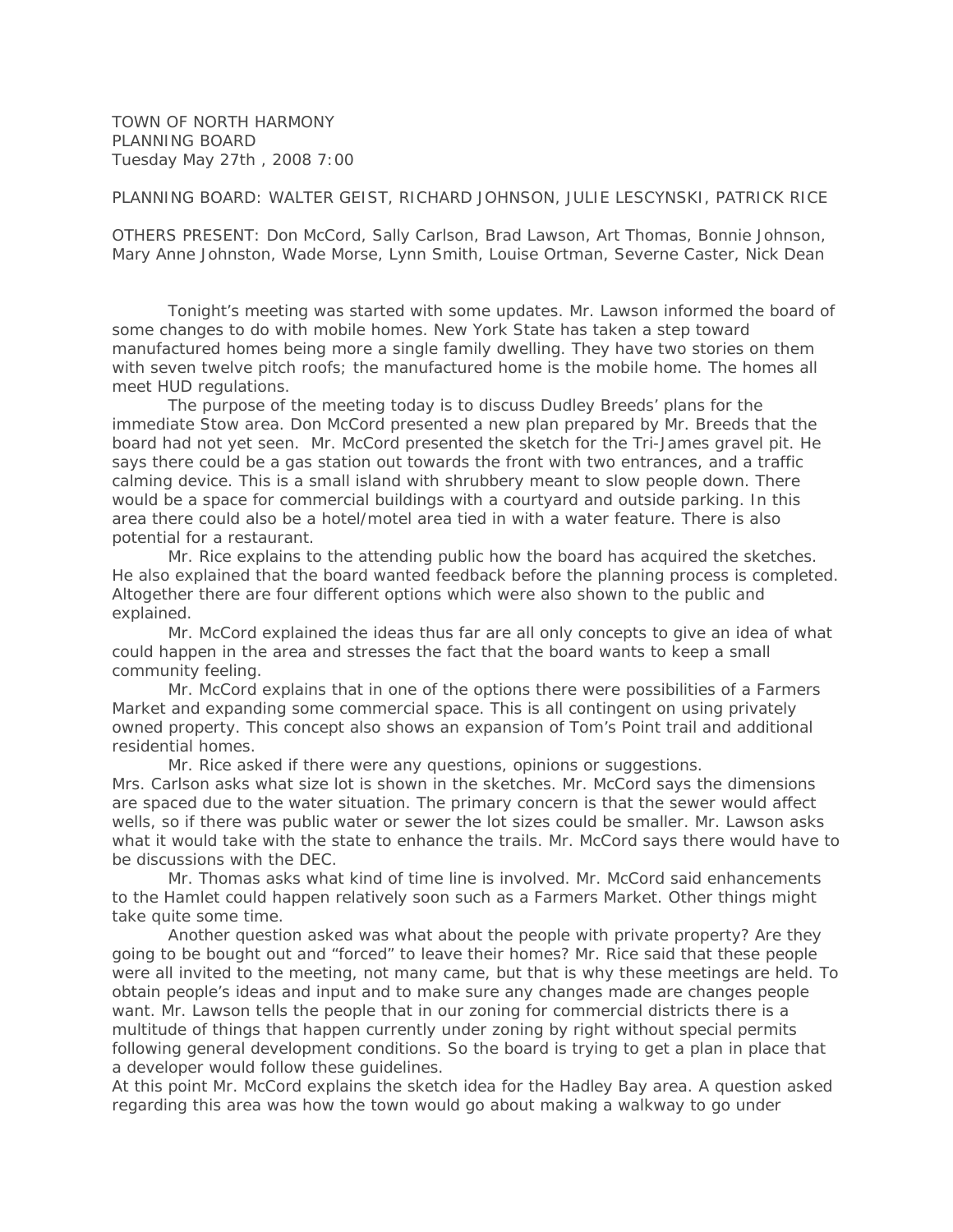TOWN OF NORTH HARMONY
PLANNING BOARD
Tuesday May 27th , 2008 7:00

PLANNING BOARD: WALTER GEIST, RICHARD JOHNSON, JULIE LESCYNSKI, PATRICK RICE

OTHERS PRESENT: Don McCord, Sally Carlson, Brad Lawson, Art Thomas, Bonnie Johnson, Mary Anne Johnston, Wade Morse, Lynn Smith, Louise Ortman, Severne Caster, Nick Dean

Tonight's meeting was started with some updates. Mr. Lawson informed the board of some changes to do with mobile homes. New York State has taken a step toward manufactured homes being more a single family dwelling. They have two stories on them with seven twelve pitch roofs; the manufactured home is the mobile home. The homes all meet HUD regulations.

The purpose of the meeting today is to discuss Dudley Breeds' plans for the immediate Stow area. Don McCord presented a new plan prepared by Mr. Breeds that the board had not yet seen. Mr. McCord presented the sketch for the Tri-James gravel pit. He says there could be a gas station out towards the front with two entrances, and a traffic calming device. This is a small island with shrubbery meant to slow people down. There would be a space for commercial buildings with a courtyard and outside parking. In this area there could also be a hotel/motel area tied in with a water feature. There is also potential for a restaurant.

Mr. Rice explains to the attending public how the board has acquired the sketches. He also explained that the board wanted feedback before the planning process is completed. Altogether there are four different options which were also shown to the public and explained.

Mr. McCord explained the ideas thus far are all only concepts to give an idea of what could happen in the area and stresses the fact that the board wants to keep a small community feeling.

Mr. McCord explains that in one of the options there were possibilities of a Farmers Market and expanding some commercial space. This is all contingent on using privately owned property. This concept also shows an expansion of Tom's Point trail and additional residential homes.

Mr. Rice asked if there were any questions, opinions or suggestions.
Mrs. Carlson asks what size lot is shown in the sketches. Mr. McCord says the dimensions are spaced due to the water situation. The primary concern is that the sewer would affect wells, so if there was public water or sewer the lot sizes could be smaller. Mr. Lawson asks what it would take with the state to enhance the trails. Mr. McCord says there would have to be discussions with the DEC.

Mr. Thomas asks what kind of time line is involved. Mr. McCord said enhancements to the Hamlet could happen relatively soon such as a Farmers Market. Other things might take quite some time.

Another question asked was what about the people with private property? Are they going to be bought out and "forced" to leave their homes? Mr. Rice said that these people were all invited to the meeting, not many came, but that is why these meetings are held. To obtain people's ideas and input and to make sure any changes made are changes people want. Mr. Lawson tells the people that in our zoning for commercial districts there is a multitude of things that happen currently under zoning by right without special permits following general development conditions. So the board is trying to get a plan in place that a developer would follow these guidelines.

At this point Mr. McCord explains the sketch idea for the Hadley Bay area. A question asked regarding this area was how the town would go about making a walkway to go under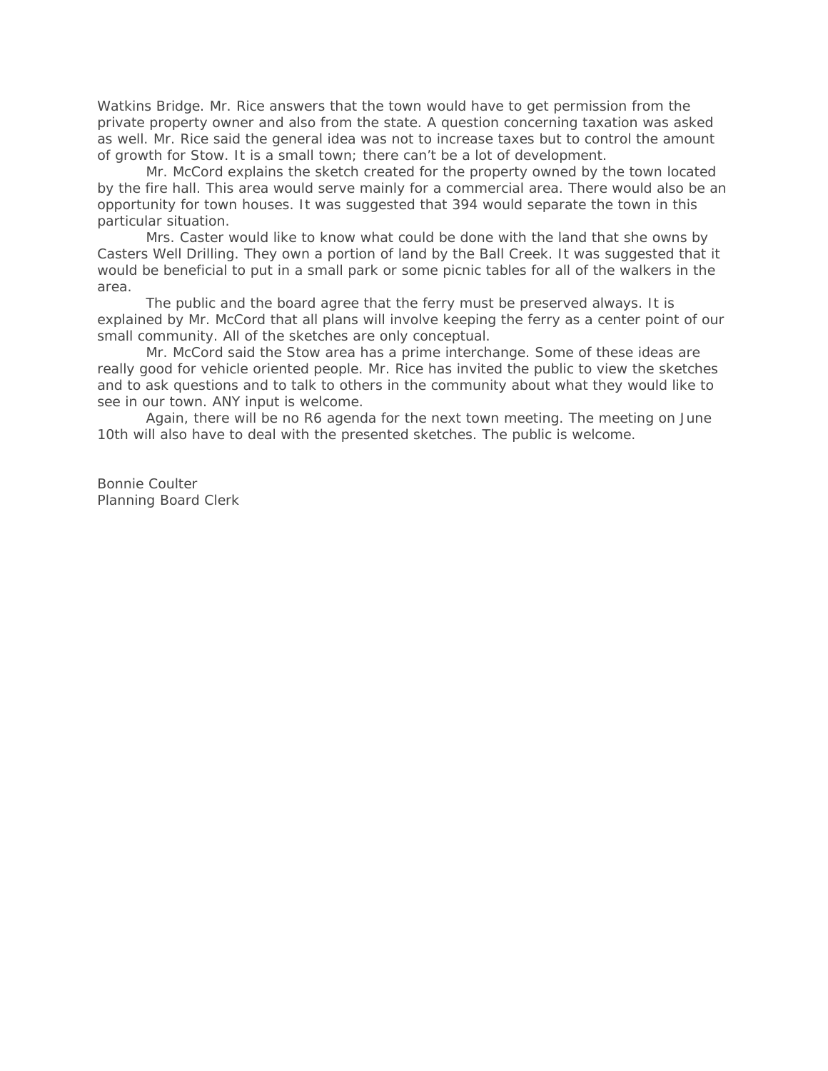Watkins Bridge. Mr. Rice answers that the town would have to get permission from the private property owner and also from the state. A question concerning taxation was asked as well. Mr. Rice said the general idea was not to increase taxes but to control the amount of growth for Stow. It is a small town; there can't be a lot of development.

Mr. McCord explains the sketch created for the property owned by the town located by the fire hall. This area would serve mainly for a commercial area. There would also be an opportunity for town houses. It was suggested that 394 would separate the town in this particular situation.

Mrs. Caster would like to know what could be done with the land that she owns by Casters Well Drilling. They own a portion of land by the Ball Creek. It was suggested that it would be beneficial to put in a small park or some picnic tables for all of the walkers in the area.

The public and the board agree that the ferry must be preserved always. It is explained by Mr. McCord that all plans will involve keeping the ferry as a center point of our small community. All of the sketches are only conceptual.

Mr. McCord said the Stow area has a prime interchange. Some of these ideas are really good for vehicle oriented people. Mr. Rice has invited the public to view the sketches and to ask questions and to talk to others in the community about what they would like to see in our town. ANY input is welcome.

Again, there will be no R6 agenda for the next town meeting. The meeting on June 10th will also have to deal with the presented sketches. The public is welcome.

Bonnie Coulter
Planning Board Clerk